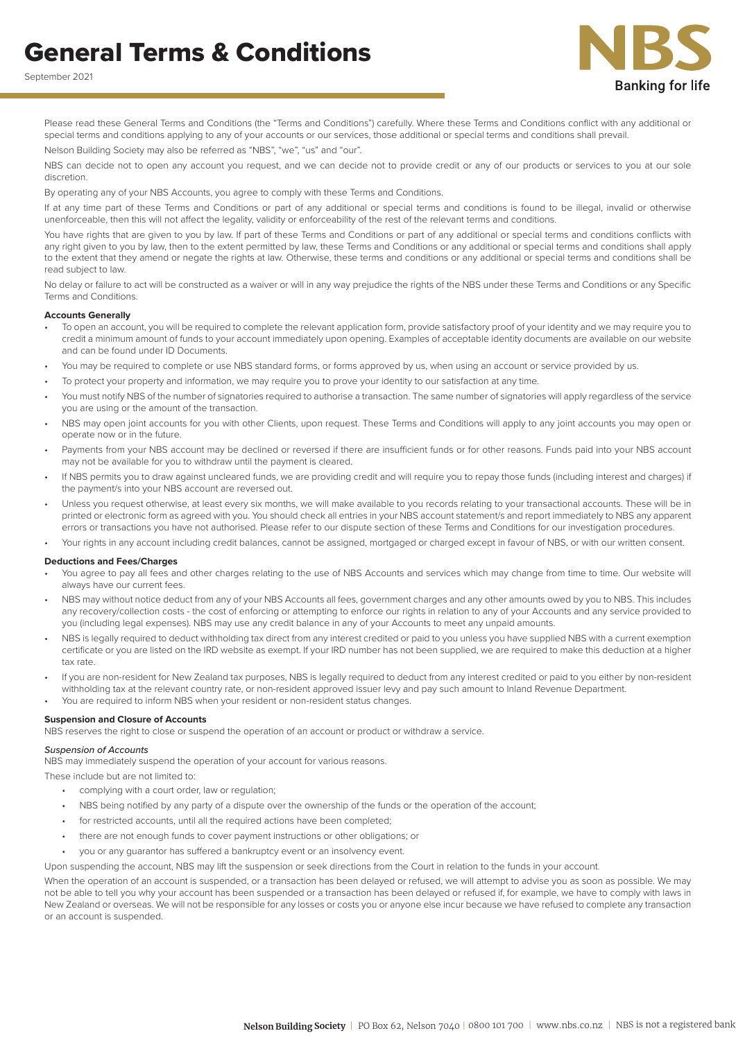# General Terms & Conditions

September 2021

Please read these General Terms and Conditions (the "Terms and Conditions") carefully. Where these Terms and Conditions conflict with any additional or special terms and conditions applying to any of your accounts or our services, those additional or special terms and conditions shall prevail.

Nelson Building Society may also be referred as "NBS", "we", "us" and "our".

NBS can decide not to open any account you request, and we can decide not to provide credit or any of our products or services to you at our sole discretion.

By operating any of your NBS Accounts, you agree to comply with these Terms and Conditions.

If at any time part of these Terms and Conditions or part of any additional or special terms and conditions is found to be illegal, invalid or otherwise unenforceable, then this will not affect the legality, validity or enforceability of the rest of the relevant terms and conditions.

You have rights that are given to you by law. If part of these Terms and Conditions or part of any additional or special terms and conditions conflicts with any right given to you by law, then to the extent permitted by law, these Terms and Conditions or any additional or special terms and conditions shall apply to the extent that they amend or negate the rights at law. Otherwise, these terms and conditions or any additional or special terms and conditions shall be read subject to law.

No delay or failure to act will be constructed as a waiver or will in any way prejudice the rights of the NBS under these Terms and Conditions or any Specific Terms and Conditions.

**Accounts Generally**

- To open an account, you will be required to complete the relevant application form, provide satisfactory proof of your identity and we may require you to credit a minimum amount of funds to your account immediately upon opening. Examples of acceptable identity documents are available on our website and can be found under ID Documents.
- You may be required to complete or use NBS standard forms, or forms approved by us, when using an account or service provided by us.
- To protect your property and information, we may require you to prove your identity to our satisfaction at any time.
- You must notify NBS of the number of signatories required to authorise a transaction. The same number of signatories will apply regardless of the service you are using or the amount of the transaction.
- NBS may open joint accounts for you with other Clients, upon request. These Terms and Conditions will apply to any joint accounts you may open or operate now or in the future.
- Payments from your NBS account may be declined or reversed if there are insufficient funds or for other reasons. Funds paid into your NBS account may not be available for you to withdraw until the payment is cleared.
- If NBS permits you to draw against uncleared funds, we are providing credit and will require you to repay those funds (including interest and charges) if the payment/s into your NBS account are reversed out.
- Unless you request otherwise, at least every six months, we will make available to you records relating to your transactional accounts. These will be in printed or electronic form as agreed with you. You should check all entries in your NBS account statement/s and report immediately to NBS any apparent errors or transactions you have not authorised. Please refer to our dispute section of these Terms and Conditions for our investigation procedures.
- Your rights in any account including credit balances, cannot be assigned, mortgaged or charged except in favour of NBS, or with our written consent.

**Deductions and Fees/Charges**

- You agree to pay all fees and other charges relating to the use of NBS Accounts and services which may change from time to time. Our website will always have our current fees.
- NBS may without notice deduct from any of your NBS Accounts all fees, government charges and any other amounts owed by you to NBS. This includes any recovery/collection costs - the cost of enforcing or attempting to enforce our rights in relation to any of your Accounts and any service provided to you (including legal expenses). NBS may use any credit balance in any of your Accounts to meet any unpaid amounts.
- NBS is legally required to deduct withholding tax direct from any interest credited or paid to you unless you have supplied NBS with a current exemption certificate or you are listed on the IRD website as exempt. If your IRD number has not been supplied, we are required to make this deduction at a higher tax rate.
- If you are non-resident for New Zealand tax purposes, NBS is legally required to deduct from any interest credited or paid to you either by non-resident withholding tax at the relevant country rate, or non-resident approved issuer levy and pay such amount to Inland Revenue Department.
- You are required to inform NBS when your resident or non-resident status changes.

**Suspension and Closure of Accounts**

NBS reserves the right to close or suspend the operation of an account or product or withdraw a service.

*Suspension of Accounts*

NBS may immediately suspend the operation of your account for various reasons.

These include but are not limited to:

- complying with a court order, law or regulation;
- NBS being notified by any party of a dispute over the ownership of the funds or the operation of the account;
- for restricted accounts, until all the required actions have been completed;
- there are not enough funds to cover payment instructions or other obligations; or
- you or any guarantor has suffered a bankruptcy event or an insolvency event.

Upon suspending the account, NBS may lift the suspension or seek directions from the Court in relation to the funds in your account.

When the operation of an account is suspended, or a transaction has been delayed or refused, we will attempt to advise you as soon as possible. We may not be able to tell you why your account has been suspended or a transaction has been delayed or refused if, for example, we have to comply with laws in New Zealand or overseas. We will not be responsible for any losses or costs you or anyone else incur because we have refused to complete any transaction or an account is suspended.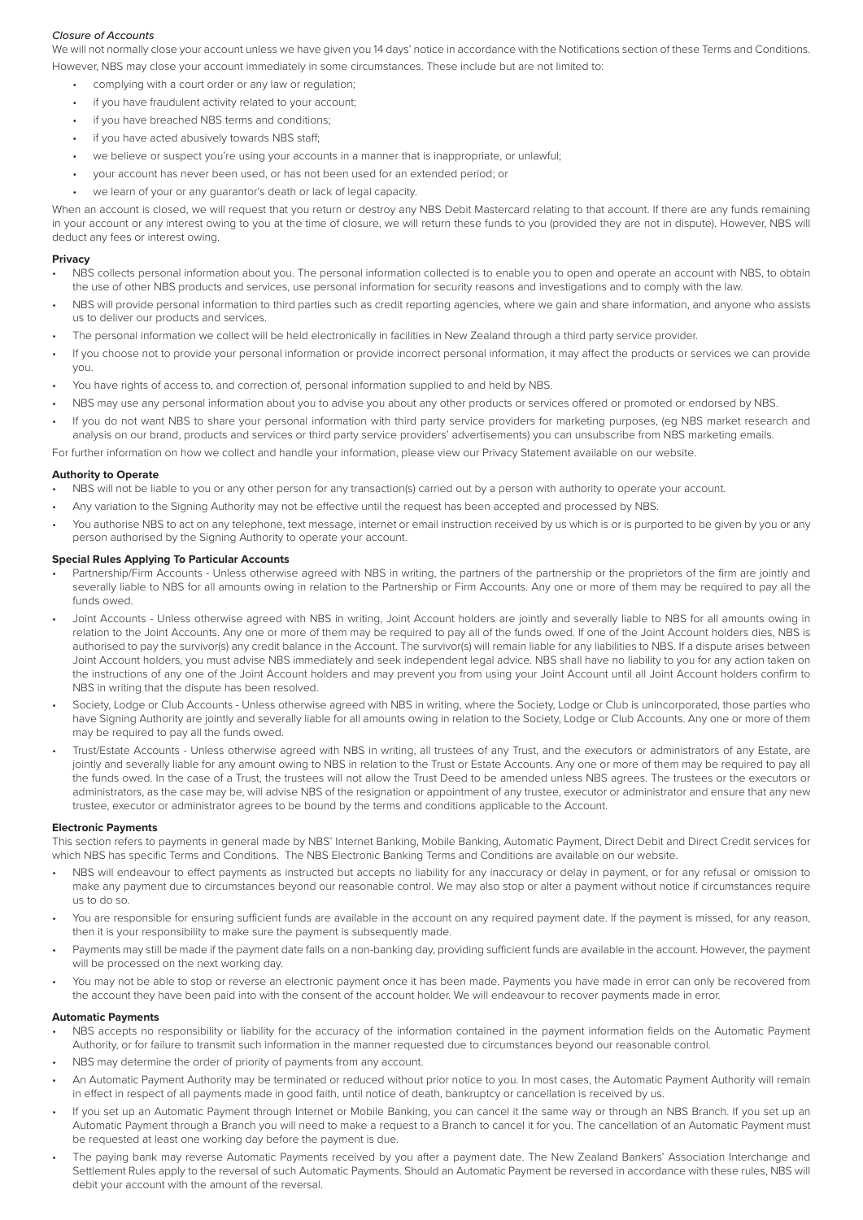*Closure of Accounts*

We will not normally close your account unless we have given you 14 days' notice in accordance with the Notifications section of these Terms and Conditions. However, NBS may close your account immediately in some circumstances. These include but are not limited to:

- complying with a court order or any law or regulation;
- if you have fraudulent activity related to your account;
- if you have breached NBS terms and conditions;
- if you have acted abusively towards NBS staff;
- we believe or suspect you're using your accounts in a manner that is inappropriate, or unlawful;
- your account has never been used, or has not been used for an extended period; or
- we learn of your or any guarantor's death or lack of legal capacity.

When an account is closed, we will request that you return or destroy any NBS Debit Mastercard relating to that account. If there are any funds remaining in your account or any interest owing to you at the time of closure, we will return these funds to you (provided they are not in dispute). However, NBS will deduct any fees or interest owing.

**Privacy**

- NBS collects personal information about you. The personal information collected is to enable you to open and operate an account with NBS, to obtain the use of other NBS products and services, use personal information for security reasons and investigations and to comply with the law.
- NBS will provide personal information to third parties such as credit reporting agencies, where we gain and share information, and anyone who assists us to deliver our products and services.
- The personal information we collect will be held electronically in facilities in New Zealand through a third party service provider.
- If you choose not to provide your personal information or provide incorrect personal information, it may affect the products or services we can provide you.
- You have rights of access to, and correction of, personal information supplied to and held by NBS.
- NBS may use any personal information about you to advise you about any other products or services offered or promoted or endorsed by NBS.
- If you do not want NBS to share your personal information with third party service providers for marketing purposes, (eg NBS market research and analysis on our brand, products and services or third party service providers' advertisements) you can unsubscribe from NBS marketing emails.

For further information on how we collect and handle your information, please view our Privacy Statement available on our website.

**Authority to Operate**

- NBS will not be liable to you or any other person for any transaction(s) carried out by a person with authority to operate your account.
- Any variation to the Signing Authority may not be effective until the request has been accepted and processed by NBS.
- You authorise NBS to act on any telephone, text message, internet or email instruction received by us which is or is purported to be given by you or any person authorised by the Signing Authority to operate your account.

**Special Rules Applying To Particular Accounts**

- Partnership/Firm Accounts - Unless otherwise agreed with NBS in writing, the partners of the partnership or the proprietors of the firm are jointly and severally liable to NBS for all amounts owing in relation to the Partnership or Firm Accounts. Any one or more of them may be required to pay all the funds owed.
- Joint Accounts - Unless otherwise agreed with NBS in writing, Joint Account holders are jointly and severally liable to NBS for all amounts owing in relation to the Joint Accounts. Any one or more of them may be required to pay all of the funds owed. If one of the Joint Account holders dies, NBS is authorised to pay the survivor(s) any credit balance in the Account. The survivor(s) will remain liable for any liabilities to NBS. If a dispute arises between Joint Account holders, you must advise NBS immediately and seek independent legal advice. NBS shall have no liability to you for any action taken on the instructions of any one of the Joint Account holders and may prevent you from using your Joint Account until all Joint Account holders confirm to NBS in writing that the dispute has been resolved.
- Society, Lodge or Club Accounts - Unless otherwise agreed with NBS in writing, where the Society, Lodge or Club is unincorporated, those parties who have Signing Authority are jointly and severally liable for all amounts owing in relation to the Society, Lodge or Club Accounts. Any one or more of them may be required to pay all the funds owed.
- Trust/Estate Accounts - Unless otherwise agreed with NBS in writing, all trustees of any Trust, and the executors or administrators of any Estate, are jointly and severally liable for any amount owing to NBS in relation to the Trust or Estate Accounts. Any one or more of them may be required to pay all the funds owed. In the case of a Trust, the trustees will not allow the Trust Deed to be amended unless NBS agrees. The trustees or the executors or administrators, as the case may be, will advise NBS of the resignation or appointment of any trustee, executor or administrator and ensure that any new trustee, executor or administrator agrees to be bound by the terms and conditions applicable to the Account.

**Electronic Payments**

This section refers to payments in general made by NBS' Internet Banking, Mobile Banking, Automatic Payment, Direct Debit and Direct Credit services for which NBS has specific Terms and Conditions. The NBS Electronic Banking Terms and Conditions are available on our website.

- NBS will endeavour to effect payments as instructed but accepts no liability for any inaccuracy or delay in payment, or for any refusal or omission to make any payment due to circumstances beyond our reasonable control. We may also stop or alter a payment without notice if circumstances require us to do so.
- You are responsible for ensuring sufficient funds are available in the account on any required payment date. If the payment is missed, for any reason, then it is your responsibility to make sure the payment is subsequently made.
- Payments may still be made if the payment date falls on a non-banking day, providing sufficient funds are available in the account. However, the payment will be processed on the next working day.
- You may not be able to stop or reverse an electronic payment once it has been made. Payments you have made in error can only be recovered from the account they have been paid into with the consent of the account holder. We will endeavour to recover payments made in error.

**Automatic Payments**

- NBS accepts no responsibility or liability for the accuracy of the information contained in the payment information fields on the Automatic Payment Authority, or for failure to transmit such information in the manner requested due to circumstances beyond our reasonable control.
- NBS may determine the order of priority of payments from any account.
- An Automatic Payment Authority may be terminated or reduced without prior notice to you. In most cases, the Automatic Payment Authority will remain in effect in respect of all payments made in good faith, until notice of death, bankruptcy or cancellation is received by us.
- If you set up an Automatic Payment through Internet or Mobile Banking, you can cancel it the same way or through an NBS Branch. If you set up an Automatic Payment through a Branch you will need to make a request to a Branch to cancel it for you. The cancellation of an Automatic Payment must be requested at least one working day before the payment is due.
- The paying bank may reverse Automatic Payments received by you after a payment date. The New Zealand Bankers' Association Interchange and Settlement Rules apply to the reversal of such Automatic Payments. Should an Automatic Payment be reversed in accordance with these rules, NBS will debit your account with the amount of the reversal.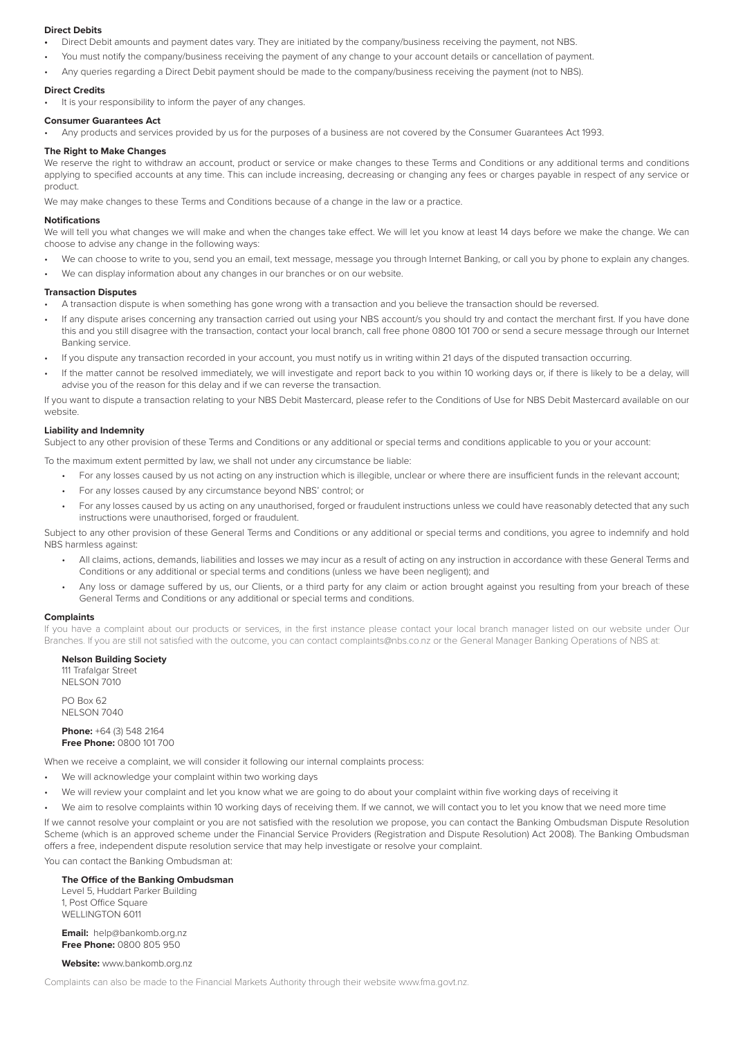**Direct Debits**

- Direct Debit amounts and payment dates vary. They are initiated by the company/business receiving the payment, not NBS.
- You must notify the company/business receiving the payment of any change to your account details or cancellation of payment.
- Any queries regarding a Direct Debit payment should be made to the company/business receiving the payment (not to NBS).

**Direct Credits**

- It is your responsibility to inform the payer of any changes.

**Consumer Guarantees Act**

- Any products and services provided by us for the purposes of a business are not covered by the Consumer Guarantees Act 1993.

**The Right to Make Changes**

We reserve the right to withdraw an account, product or service or make changes to these Terms and Conditions or any additional terms and conditions applying to specified accounts at any time. This can include increasing, decreasing or changing any fees or charges payable in respect of any service or product.

We may make changes to these Terms and Conditions because of a change in the law or a practice.

**Notifications**

We will tell you what changes we will make and when the changes take effect. We will let you know at least 14 days before we make the change. We can choose to advise any change in the following ways:

- We can choose to write to you, send you an email, text message, message you through Internet Banking, or call you by phone to explain any changes.
- We can display information about any changes in our branches or on our website.

**Transaction Disputes**

- A transaction dispute is when something has gone wrong with a transaction and you believe the transaction should be reversed.
- If any dispute arises concerning any transaction carried out using your NBS account/s you should try and contact the merchant first. If you have done this and you still disagree with the transaction, contact your local branch, call free phone 0800 101 700 or send a secure message through our Internet Banking service.
- If you dispute any transaction recorded in your account, you must notify us in writing within 21 days of the disputed transaction occurring.
- If the matter cannot be resolved immediately, we will investigate and report back to you within 10 working days or, if there is likely to be a delay, will advise you of the reason for this delay and if we can reverse the transaction.

If you want to dispute a transaction relating to your NBS Debit Mastercard, please refer to the Conditions of Use for NBS Debit Mastercard available on our website.

**Liability and Indemnity**

Subject to any other provision of these Terms and Conditions or any additional or special terms and conditions applicable to you or your account:

To the maximum extent permitted by law, we shall not under any circumstance be liable:

- For any losses caused by us not acting on any instruction which is illegible, unclear or where there are insufficient funds in the relevant account;
- For any losses caused by any circumstance beyond NBS' control; or
- For any losses caused by us acting on any unauthorised, forged or fraudulent instructions unless we could have reasonably detected that any such instructions were unauthorised, forged or fraudulent.

Subject to any other provision of these General Terms and Conditions or any additional or special terms and conditions, you agree to indemnify and hold NBS harmless against:

- All claims, actions, demands, liabilities and losses we may incur as a result of acting on any instruction in accordance with these General Terms and Conditions or any additional or special terms and conditions (unless we have been negligent); and
- Any loss or damage suffered by us, our Clients, or a third party for any claim or action brought against you resulting from your breach of these General Terms and Conditions or any additional or special terms and conditions.

**Complaints**

If you have a complaint about our products or services, in the first instance please contact your local branch manager listed on our website under Our Branches. If you are still not satisfied with the outcome, you can contact complaints@nbs.co.nz or the General Manager Banking Operations of NBS at:

**Nelson Building Society**
111 Trafalgar Street
NELSON 7010

PO Box 62
NELSON 7040

**Phone:** +64 (3) 548 2164
**Free Phone:** 0800 101 700

When we receive a complaint, we will consider it following our internal complaints process:

- We will acknowledge your complaint within two working days
- We will review your complaint and let you know what we are going to do about your complaint within five working days of receiving it
- We aim to resolve complaints within 10 working days of receiving them. If we cannot, we will contact you to let you know that we need more time

If we cannot resolve your complaint or you are not satisfied with the resolution we propose, you can contact the Banking Ombudsman Dispute Resolution Scheme (which is an approved scheme under the Financial Service Providers (Registration and Dispute Resolution) Act 2008). The Banking Ombudsman offers a free, independent dispute resolution service that may help investigate or resolve your complaint.

You can contact the Banking Ombudsman at:

**The Office of the Banking Ombudsman**
Level 5, Huddart Parker Building
1, Post Office Square
WELLINGTON 6011

**Email:** help@bankomb.org.nz
**Free Phone:** 0800 805 950

**Website:** www.bankomb.org.nz

Complaints can also be made to the Financial Markets Authority through their website www.fma.govt.nz.